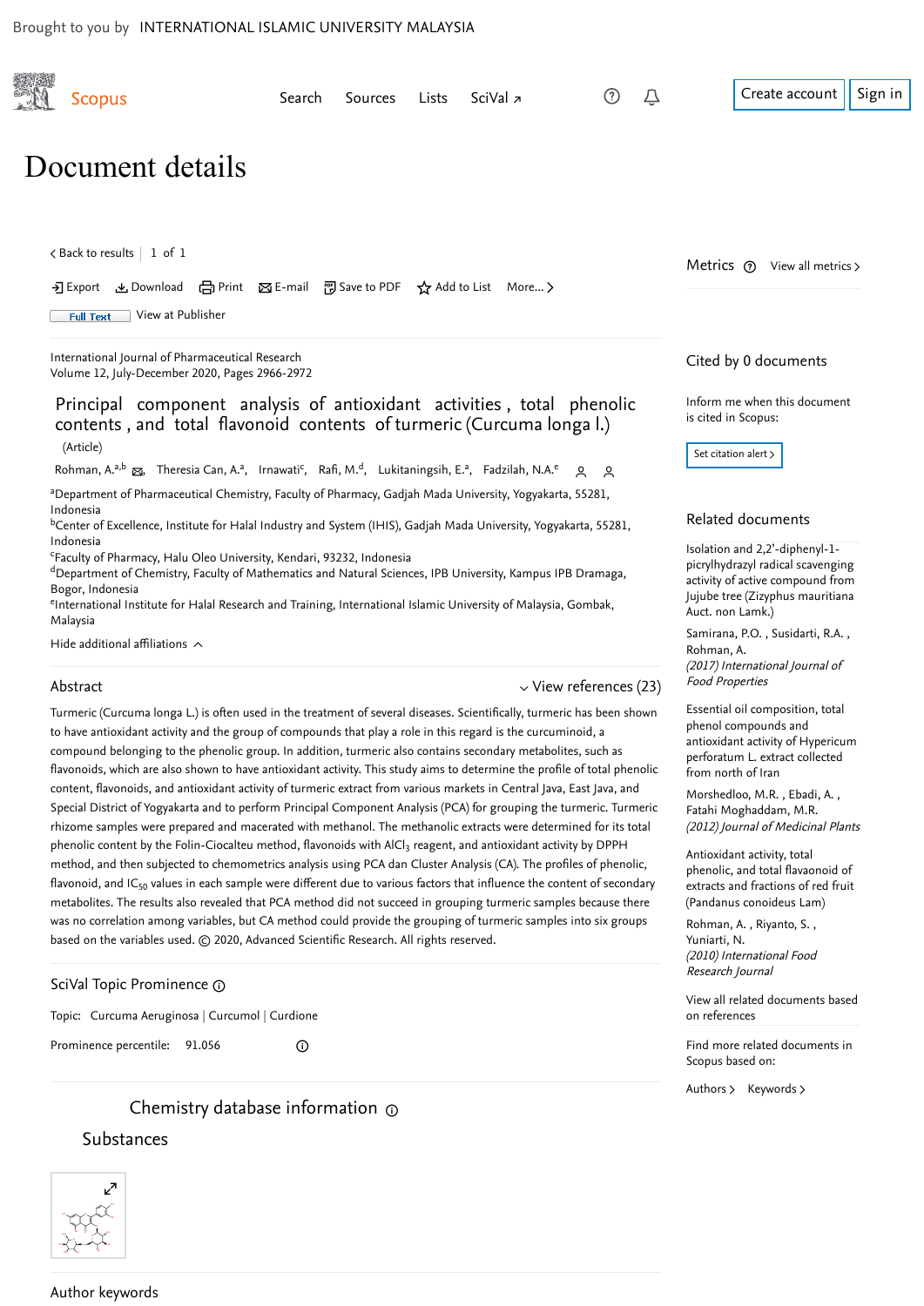Brought to you by INTERNATIONAL ISLAMIC UNIVERSITY MALAYSIA

Scopus

Search Sources Lists SciVal ↗

Create account Sign in

# Document details

< Back to results | 1 of 1

Export Download Print E-mail Save to PDF Add to List More... >

Full Text View at Publisher

International Journal of Pharmaceutical Research
Volume 12, July-December 2020, Pages 2966-2972

## Principal component analysis of antioxidant activities , total phenolic contents , and total flavonoid contents of turmeric (Curcuma longa l.)

(Article)

Rohman, A.[a,b], Theresia Can, A.[a], Irnawati[c], Rafi, M.[d], Lukitaningsih, E.[a], Fadzilah, N.A.[e]

[a]Department of Pharmaceutical Chemistry, Faculty of Pharmacy, Gadjah Mada University, Yogyakarta, 55281, Indonesia
[b]Center of Excellence, Institute for Halal Industry and System (IHIS), Gadjah Mada University, Yogyakarta, 55281, Indonesia
[c]Faculty of Pharmacy, Halu Oleo University, Kendari, 93232, Indonesia
[d]Department of Chemistry, Faculty of Mathematics and Natural Sciences, IPB University, Kampus IPB Dramaga, Bogor, Indonesia
[e]International Institute for Halal Research and Training, International Islamic University of Malaysia, Gombak, Malaysia

Hide additional affiliations

### Abstract

View references (23)

Turmeric (Curcuma longa L.) is often used in the treatment of several diseases. Scientifically, turmeric has been shown to have antioxidant activity and the group of compounds that play a role in this regard is the curcuminoid, a compound belonging to the phenolic group. In addition, turmeric also contains secondary metabolites, such as flavonoids, which are also shown to have antioxidant activity. This study aims to determine the profile of total phenolic content, flavonoids, and antioxidant activity of turmeric extract from various markets in Central Java, East Java, and Special District of Yogyakarta and to perform Principal Component Analysis (PCA) for grouping the turmeric. Turmeric rhizome samples were prepared and macerated with methanol. The methanolic extracts were determined for its total phenolic content by the Folin-Ciocalteu method, flavonoids with $AlCl_3$ reagent, and antioxidant activity by DPPH method, and then subjected to chemometrics analysis using PCA dan Cluster Analysis (CA). The profiles of phenolic, flavonoid, and $IC_{50}$ values in each sample were different due to various factors that influence the content of secondary metabolites. The results also revealed that PCA method did not succeed in grouping turmeric samples because there was no correlation among variables, but CA method could provide the grouping of turmeric samples into six groups based on the variables used. © 2020, Advanced Scientific Research. All rights reserved.

### SciVal Topic Prominence

Topic: Curcuma Aeruginosa | Curcumol | Curdione

Prominence percentile: 91.056

### Chemistry database information

#### Substances

### Author keywords

---

### Metrics

View all metrics >

### Cited by 0 documents

Inform me when this document is cited in Scopus:

Set citation alert >

### Related documents

Isolation and 2,2'-diphenyl-1-picrylhydrazyl radical scavenging activity of active compound from Jujube tree (Zizyphus mauritiana Auct. non Lamk.)

Samirana, P.O. , Susidarti, R.A. , Rohman, A.
*(2017) International Journal of Food Properties*

Essential oil composition, total phenol compounds and antioxidant activity of Hypericum perforatum L. extract collected from north of Iran

Morshedloo, M.R. , Ebadi, A. , Fatahi Moghaddam, M.R.
*(2012) Journal of Medicinal Plants*

Antioxidant activity, total phenolic, and total flavanoid of extracts and fractions of red fruit (Pandanus conoideus Lam)

Rohman, A. , Riyanto, S. , Yuniarti, N.
*(2010) International Food Research Journal*

View all related documents based on references

Find more related documents in Scopus based on:

Authors > Keywords >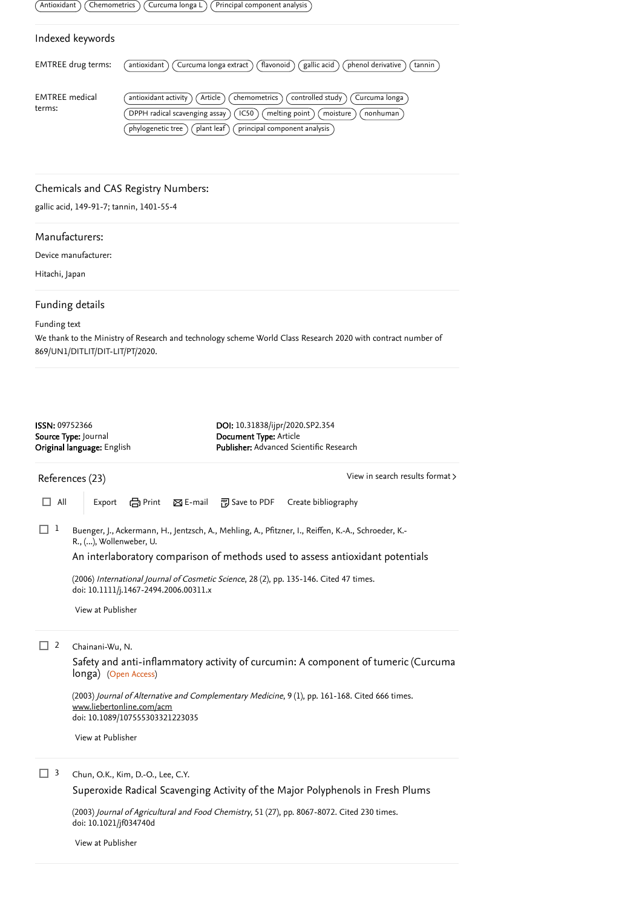Antioxidant · Chemometrics · Curcuma longa L · Principal component analysis

## Indexed keywords

EMTREE drug terms: antioxidant · Curcuma longa extract · flavonoid · gallic acid · phenol derivative · tannin

EMTREE medical terms: antioxidant activity · Article · chemometrics · controlled study · Curcuma longa · DPPH radical scavenging assay · IC50 · melting point · moisture · nonhuman · phylogenetic tree · plant leaf · principal component analysis

## Chemicals and CAS Registry Numbers:

gallic acid, 149-91-7; tannin, 1401-55-4

## Manufacturers:

Device manufacturer:

Hitachi, Japan

## Funding details

Funding text

We thank to the Ministry of Research and technology scheme World Class Research 2020 with contract number of 869/UN1/DITLIT/DIT-LIT/PT/2020.

**ISSN:** 09752366
**Source Type:** Journal
**Original language:** English

**DOI:** 10.31838/ijpr/2020.SP2.354
**Document Type:** Article
**Publisher:** Advanced Scientific Research

## References (23)

View in search results format >

All · Export · Print · E-mail · Save to PDF · Create bibliography

1. Buenger, J., Ackermann, H., Jentzsch, A., Mehling, A., Pfitzner, I., Reiffen, K.-A., Schroeder, K.-R., (...), Wollenweber, U.
   An interlaboratory comparison of methods used to assess antioxidant potentials
   (2006) *International Journal of Cosmetic Science*, 28 (2), pp. 135-146. Cited 47 times.
   doi: 10.1111/j.1467-2494.2006.00311.x
   View at Publisher

2. Chainani-Wu, N.
   Safety and anti-inflammatory activity of curcumin: A component of tumeric (Curcuma longa) (Open Access)
   (2003) *Journal of Alternative and Complementary Medicine*, 9 (1), pp. 161-168. Cited 666 times.
   www.liebertonline.com/acm
   doi: 10.1089/107555303321223035
   View at Publisher

3. Chun, O.K., Kim, D.-O., Lee, C.Y.
   Superoxide Radical Scavenging Activity of the Major Polyphenols in Fresh Plums
   (2003) *Journal of Agricultural and Food Chemistry*, 51 (27), pp. 8067-8072. Cited 230 times.
   doi: 10.1021/jf034740d
   View at Publisher